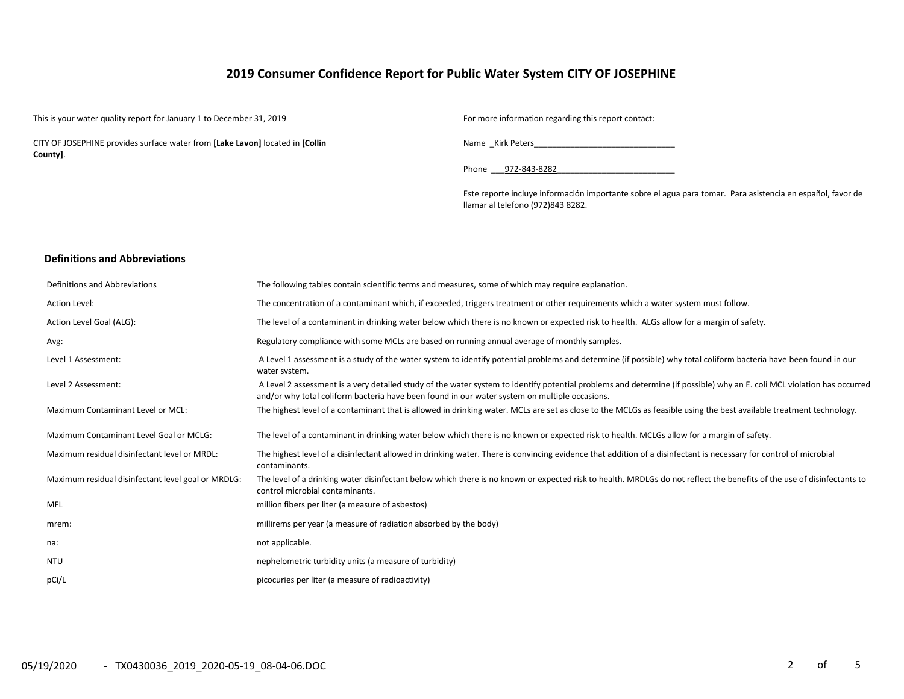# 2019 Consumer Confidence Report for Public Water System CITY OF JOSEPHINE

This is your water quality report for January 1 to December 31, 2019

CITY OF JOSEPHINE provides surface water from **[Lake Lavon]** located in **[Collin County]**.

For more information regarding this report contact:

Name Kirk Peters

Phone 972-843-8282

Este reporte incluye información importante sobre el agua para tomar. Para asistencia en español, favor de llamar al telefono (972)843 8282.

## Definitions and Abbreviations

| Definitions and Abbreviations | The following tables contain scientific terms and measures, some of which may require explanation. |
|---|---|
| Action Level: | The concentration of a contaminant which, if exceeded, triggers treatment or other requirements which a water system must follow. |
| Action Level Goal (ALG): | The level of a contaminant in drinking water below which there is no known or expected risk to health. ALGs allow for a margin of safety. |
| Avg: | Regulatory compliance with some MCLs are based on running annual average of monthly samples. |
| Level 1 Assessment: | A Level 1 assessment is a study of the water system to identify potential problems and determine (if possible) why total coliform bacteria have been found in our water system. |
| Level 2 Assessment: | A Level 2 assessment is a very detailed study of the water system to identify potential problems and determine (if possible) why an E. coli MCL violation has occurred and/or why total coliform bacteria have been found in our water system on multiple occasions. |
| Maximum Contaminant Level or MCL: | The highest level of a contaminant that is allowed in drinking water. MCLs are set as close to the MCLGs as feasible using the best available treatment technology. |
| Maximum Contaminant Level Goal or MCLG: | The level of a contaminant in drinking water below which there is no known or expected risk to health. MCLGs allow for a margin of safety. |
| Maximum residual disinfectant level or MRDL: | The highest level of a disinfectant allowed in drinking water. There is convincing evidence that addition of a disinfectant is necessary for control of microbial contaminants. |
| Maximum residual disinfectant level goal or MRDLG: | The level of a drinking water disinfectant below which there is no known or expected risk to health. MRDLGs do not reflect the benefits of the use of disinfectants to control microbial contaminants. |
| MFL | million fibers per liter (a measure of asbestos) |
| mrem: | millirems per year (a measure of radiation absorbed by the body) |
| na: | not applicable. |
| NTU | nephelometric turbidity units (a measure of turbidity) |
| pCi/L | picocuries per liter (a measure of radioactivity) |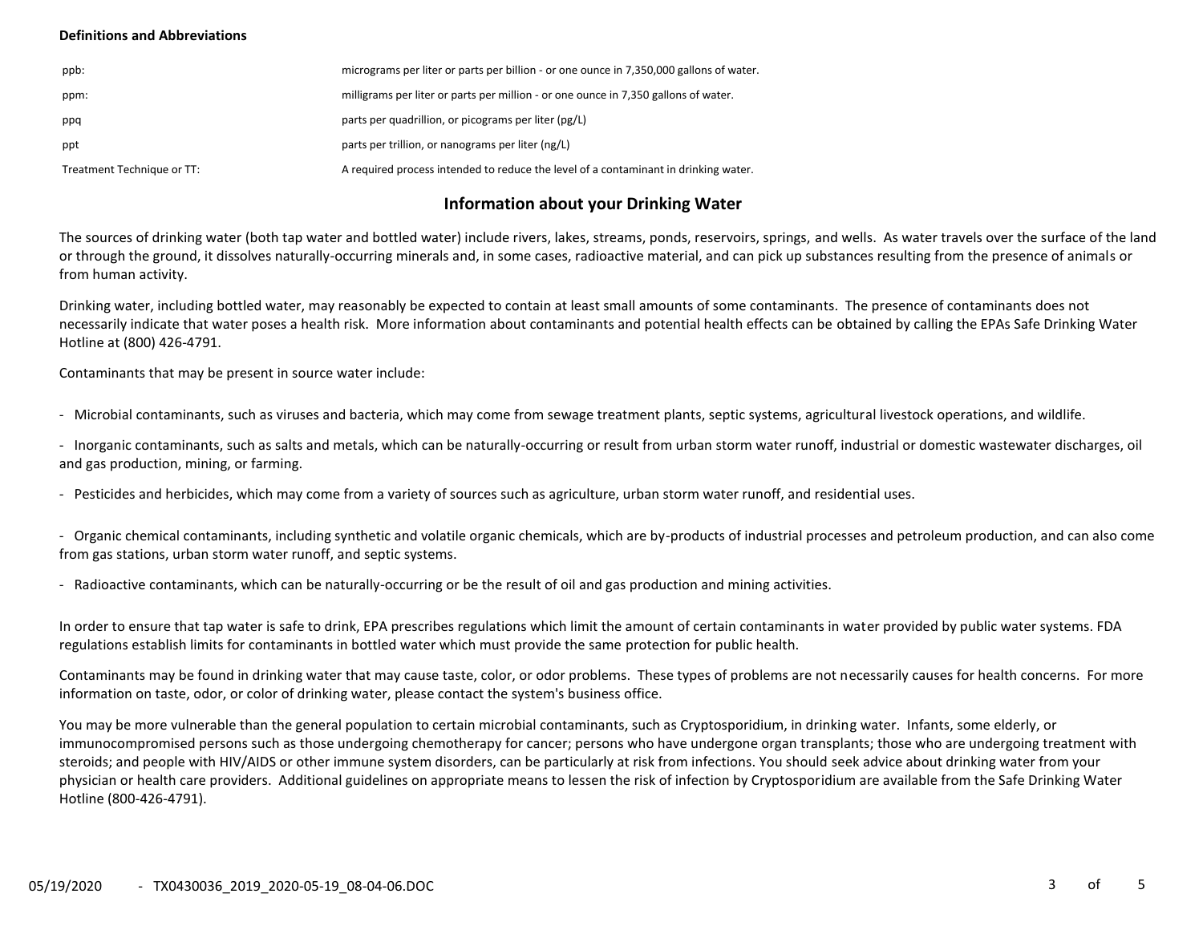**Definitions and Abbreviations**

| | |
|---|---|
| ppb: | micrograms per liter or parts per billion - or one ounce in 7,350,000 gallons of water. |
| ppm: | milligrams per liter or parts per million - or one ounce in 7,350 gallons of water. |
| ppq | parts per quadrillion, or picograms per liter (pg/L) |
| ppt | parts per trillion, or nanograms per liter (ng/L) |
| Treatment Technique or TT: | A required process intended to reduce the level of a contaminant in drinking water. |

## Information about your Drinking Water

The sources of drinking water (both tap water and bottled water) include rivers, lakes, streams, ponds, reservoirs, springs, and wells. As water travels over the surface of the land or through the ground, it dissolves naturally-occurring minerals and, in some cases, radioactive material, and can pick up substances resulting from the presence of animals or from human activity.

Drinking water, including bottled water, may reasonably be expected to contain at least small amounts of some contaminants. The presence of contaminants does not necessarily indicate that water poses a health risk. More information about contaminants and potential health effects can be obtained by calling the EPAs Safe Drinking Water Hotline at (800) 426-4791.

Contaminants that may be present in source water include:

- Microbial contaminants, such as viruses and bacteria, which may come from sewage treatment plants, septic systems, agricultural livestock operations, and wildlife.
- Inorganic contaminants, such as salts and metals, which can be naturally-occurring or result from urban storm water runoff, industrial or domestic wastewater discharges, oil and gas production, mining, or farming.
- Pesticides and herbicides, which may come from a variety of sources such as agriculture, urban storm water runoff, and residential uses.
- Organic chemical contaminants, including synthetic and volatile organic chemicals, which are by-products of industrial processes and petroleum production, and can also come from gas stations, urban storm water runoff, and septic systems.
- Radioactive contaminants, which can be naturally-occurring or be the result of oil and gas production and mining activities.

In order to ensure that tap water is safe to drink, EPA prescribes regulations which limit the amount of certain contaminants in water provided by public water systems. FDA regulations establish limits for contaminants in bottled water which must provide the same protection for public health.

Contaminants may be found in drinking water that may cause taste, color, or odor problems. These types of problems are not necessarily causes for health concerns. For more information on taste, odor, or color of drinking water, please contact the system's business office.

You may be more vulnerable than the general population to certain microbial contaminants, such as Cryptosporidium, in drinking water. Infants, some elderly, or immunocompromised persons such as those undergoing chemotherapy for cancer; persons who have undergone organ transplants; those who are undergoing treatment with steroids; and people with HIV/AIDS or other immune system disorders, can be particularly at risk from infections. You should seek advice about drinking water from your physician or health care providers. Additional guidelines on appropriate means to lessen the risk of infection by Cryptosporidium are available from the Safe Drinking Water Hotline (800-426-4791).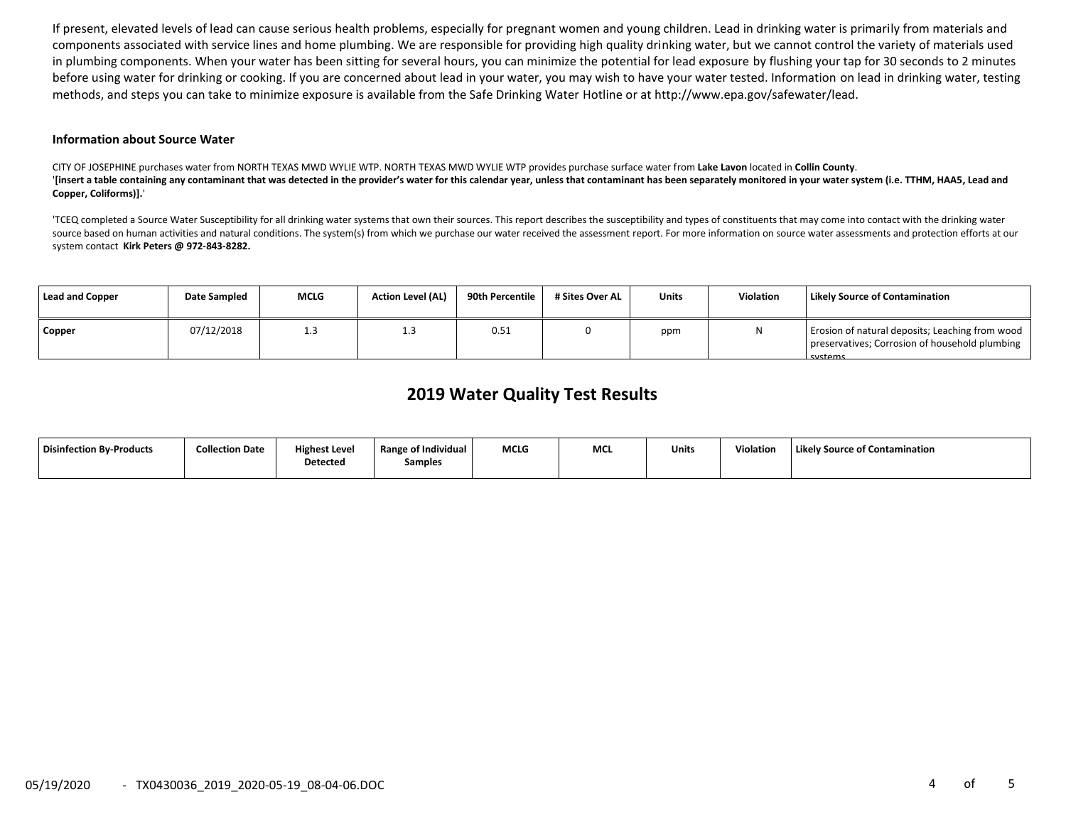If present, elevated levels of lead can cause serious health problems, especially for pregnant women and young children. Lead in drinking water is primarily from materials and components associated with service lines and home plumbing. We are responsible for providing high quality drinking water, but we cannot control the variety of materials used in plumbing components. When your water has been sitting for several hours, you can minimize the potential for lead exposure by flushing your tap for 30 seconds to 2 minutes before using water for drinking or cooking. If you are concerned about lead in your water, you may wish to have your water tested. Information on lead in drinking water, testing methods, and steps you can take to minimize exposure is available from the Safe Drinking Water Hotline or at http://www.epa.gov/safewater/lead.

**Information about Source Water**

CITY OF JOSEPHINE purchases water from NORTH TEXAS MWD WYLIE WTP. NORTH TEXAS MWD WYLIE WTP provides purchase surface water from **Lake Lavon** located in **Collin County**.
'**[insert a table containing any contaminant that was detected in the provider's water for this calendar year, unless that contaminant has been separately monitored in your water system (i.e. TTHM, HAA5, Lead and Copper, Coliforms)].**'

'TCEQ completed a Source Water Susceptibility for all drinking water systems that own their sources. This report describes the susceptibility and types of constituents that may come into contact with the drinking water source based on human activities and natural conditions. The system(s) from which we purchase our water received the assessment report. For more information on source water assessments and protection efforts at our system contact **Kirk Peters @ 972-843-8282.**

| Lead and Copper | Date Sampled | MCLG | Action Level (AL) | 90th Percentile | # Sites Over AL | Units | Violation | Likely Source of Contamination |
|---|---|---|---|---|---|---|---|---|
| **Copper** | 07/12/2018 | 1.3 | 1.3 | 0.51 | 0 | ppm | N | Erosion of natural deposits; Leaching from wood preservatives; Corrosion of household plumbing systems |

## 2019 Water Quality Test Results

| Disinfection By-Products | Collection Date | Highest Level Detected | Range of Individual Samples | MCLG | MCL | Units | Violation | Likely Source of Contamination |
|---|---|---|---|---|---|---|---|---|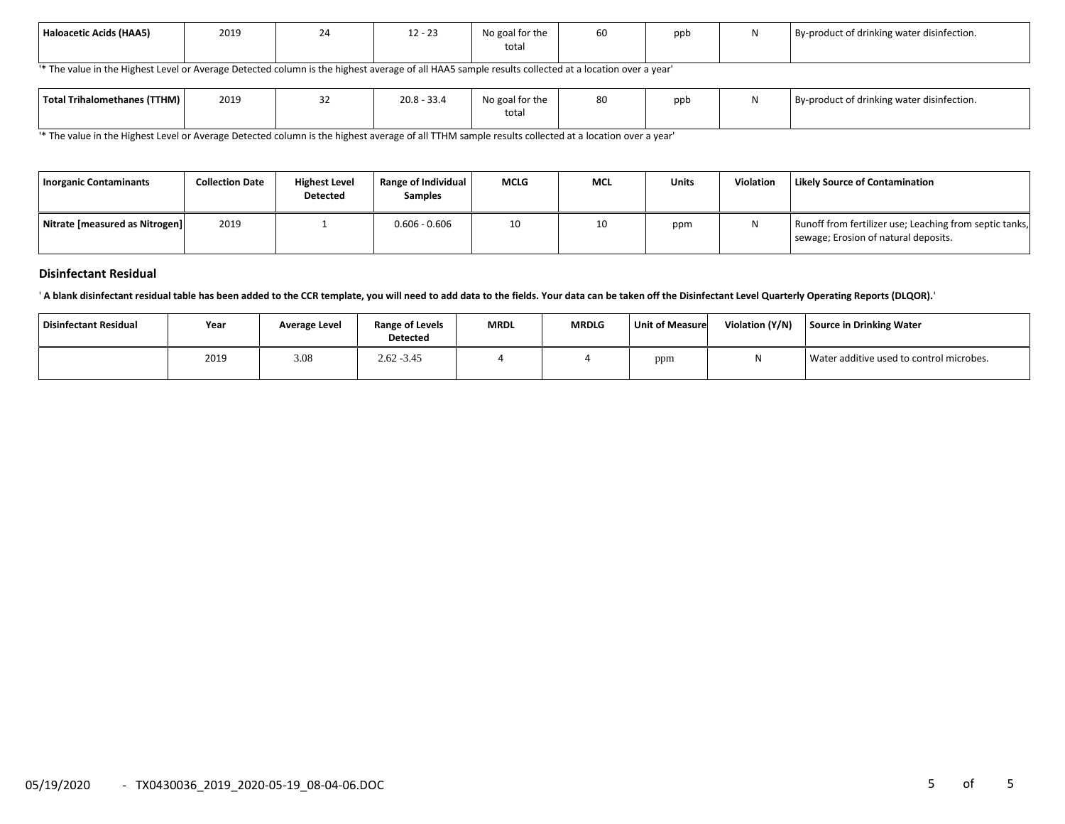| | | | | | | | | |
|---|---|---|---|---|---|---|---|---|
| **Haloacetic Acids (HAA5)** | 2019 | 24 | 12 - 23 | No goal for the total | 60 | ppb | N | By-product of drinking water disinfection. |

'* The value in the Highest Level or Average Detected column is the highest average of all HAA5 sample results collected at a location over a year'

| | | | | | | | | |
|---|---|---|---|---|---|---|---|---|
| **Total Trihalomethanes (TTHM)** | 2019 | 32 | 20.8 - 33.4 | No goal for the total | 80 | ppb | N | By-product of drinking water disinfection. |

'* The value in the Highest Level or Average Detected column is the highest average of all TTHM sample results collected at a location over a year'

| Inorganic Contaminants | Collection Date | Highest Level Detected | Range of Individual Samples | MCLG | MCL | Units | Violation | Likely Source of Contamination |
|---|---|---|---|---|---|---|---|---|
| **Nitrate [measured as Nitrogen]** | 2019 | 1 | 0.606 - 0.606 | 10 | 10 | ppm | N | Runoff from fertilizer use; Leaching from septic tanks, sewage; Erosion of natural deposits. |

### Disinfectant Residual

' **A blank disinfectant residual table has been added to the CCR template, you will need to add data to the fields. Your data can be taken off the Disinfectant Level Quarterly Operating Reports (DLQOR).**'

| Disinfectant Residual | Year | Average Level | Range of Levels Detected | MRDL | MRDLG | Unit of Measure | Violation (Y/N) | Source in Drinking Water |
|---|---|---|---|---|---|---|---|---|
| | 2019 | 3.08 | 2.62 -3.45 | 4 | 4 | ppm | N | Water additive used to control microbes. |